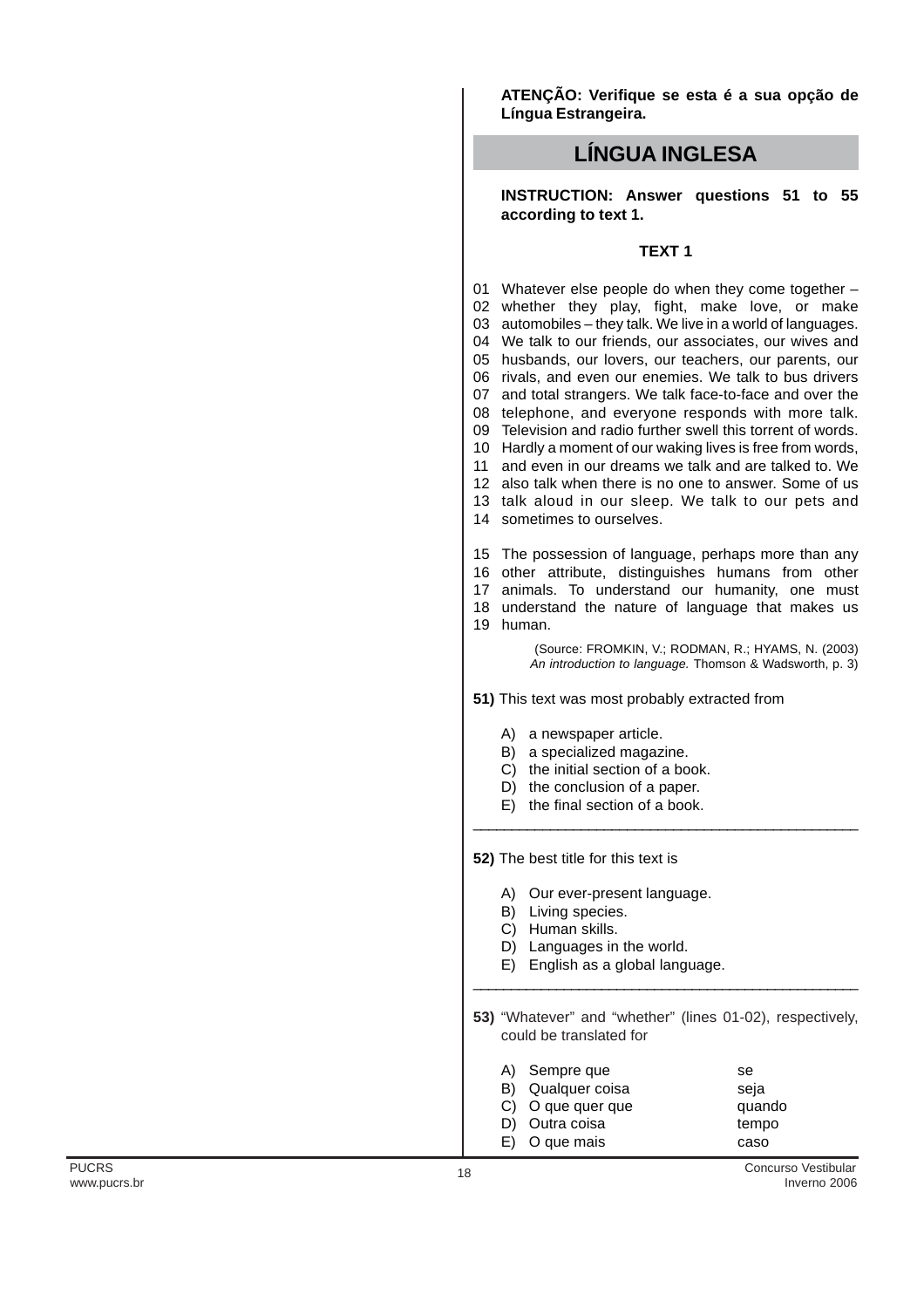**ATENÇÃO: Verifique se esta é a sua opção de Língua Estrangeira.**

## LÍNGUA INGLESA

**INSTRUCTION: Answer questions 51 to 55 according to text 1.**

### TEXT 1

01 Whatever else people do when they come together –
02 whether they play, fight, make love, or make
03 automobiles – they talk. We live in a world of languages.
04 We talk to our friends, our associates, our wives and
05 husbands, our lovers, our teachers, our parents, our
06 rivals, and even our enemies. We talk to bus drivers
07 and total strangers. We talk face-to-face and over the
08 telephone, and everyone responds with more talk.
09 Television and radio further swell this torrent of words.
10 Hardly a moment of our waking lives is free from words,
11 and even in our dreams we talk and are talked to. We
12 also talk when there is no one to answer. Some of us
13 talk aloud in our sleep. We talk to our pets and
14 sometimes to ourselves.

15 The possession of language, perhaps more than any
16 other attribute, distinguishes humans from other
17 animals. To understand our humanity, one must
18 understand the nature of language that makes us
19 human.

(Source: FROMKIN, V.; RODMAN, R.; HYAMS, N. (2003) *An introduction to language.* Thomson & Wadsworth, p. 3)

**51)** This text was most probably extracted from

A) a newspaper article.
B) a specialized magazine.
C) the initial section of a book.
D) the conclusion of a paper.
E) the final section of a book.

---

**52)** The best title for this text is

A) Our ever-present language.
B) Living species.
C) Human skills.
D) Languages in the world.
E) English as a global language.

---

**53)** “Whatever” and “whether” (lines 01-02), respectively, could be translated for

| | | |
|---|---|---|
| A) | Sempre que | se |
| B) | Qualquer coisa | seja |
| C) | O que quer que | quando |
| D) | Outra coisa | tempo |
| E) | O que mais | caso |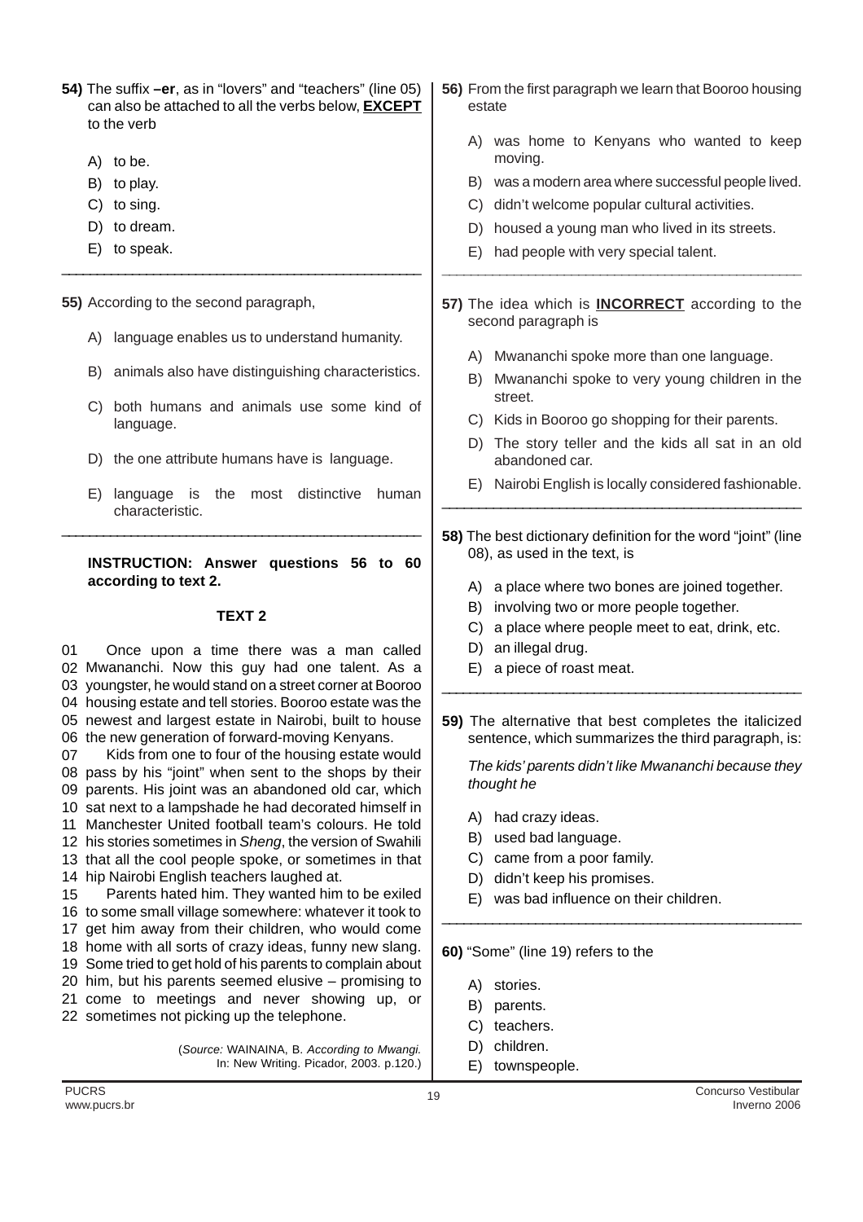**54)** The suffix **–er**, as in "lovers" and "teachers" (line 05) can also be attached to all the verbs below, **EXCEPT** to the verb

A) to be.
B) to play.
C) to sing.
D) to dream.
E) to speak.

---

**55)** According to the second paragraph,

A) language enables us to understand humanity.
B) animals also have distinguishing characteristics.
C) both humans and animals use some kind of language.
D) the one attribute humans have is language.
E) language is the most distinctive human characteristic.

---

**INSTRUCTION: Answer questions 56 to 60 according to text 2.**

**TEXT 2**

01 Once upon a time there was a man called
02 Mwananchi. Now this guy had one talent. As a
03 youngster, he would stand on a street corner at Booroo
04 housing estate and tell stories. Booroo estate was the
05 newest and largest estate in Nairobi, built to house
06 the new generation of forward-moving Kenyans.
07 Kids from one to four of the housing estate would
08 pass by his "joint" when sent to the shops by their
09 parents. His joint was an abandoned old car, which
10 sat next to a lampshade he had decorated himself in
11 Manchester United football team's colours. He told
12 his stories sometimes in *Sheng*, the version of Swahili
13 that all the cool people spoke, or sometimes in that
14 hip Nairobi English teachers laughed at.
15 Parents hated him. They wanted him to be exiled
16 to some small village somewhere: whatever it took to
17 get him away from their children, who would come
18 home with all sorts of crazy ideas, funny new slang.
19 Some tried to get hold of his parents to complain about
20 him, but his parents seemed elusive – promising to
21 come to meetings and never showing up, or
22 sometimes not picking up the telephone.

(*Source:* WAINAINA, B. *According to Mwangi.* In: New Writing. Picador, 2003. p.120.)

**56)** From the first paragraph we learn that Booroo housing estate

A) was home to Kenyans who wanted to keep moving.
B) was a modern area where successful people lived.
C) didn't welcome popular cultural activities.
D) housed a young man who lived in its streets.
E) had people with very special talent.

---

**57)** The idea which is **INCORRECT** according to the second paragraph is

A) Mwananchi spoke more than one language.
B) Mwananchi spoke to very young children in the street.
C) Kids in Booroo go shopping for their parents.
D) The story teller and the kids all sat in an old abandoned car.
E) Nairobi English is locally considered fashionable.

---

**58)** The best dictionary definition for the word "joint" (line 08), as used in the text, is

A) a place where two bones are joined together.
B) involving two or more people together.
C) a place where people meet to eat, drink, etc.
D) an illegal drug.
E) a piece of roast meat.

---

**59)** The alternative that best completes the italicized sentence, which summarizes the third paragraph, is:

*The kids' parents didn't like Mwananchi because they thought he*

A) had crazy ideas.
B) used bad language.
C) came from a poor family.
D) didn't keep his promises.
E) was bad influence on their children.

---

**60)** "Some" (line 19) refers to the

A) stories.
B) parents.
C) teachers.
D) children.
E) townspeople.